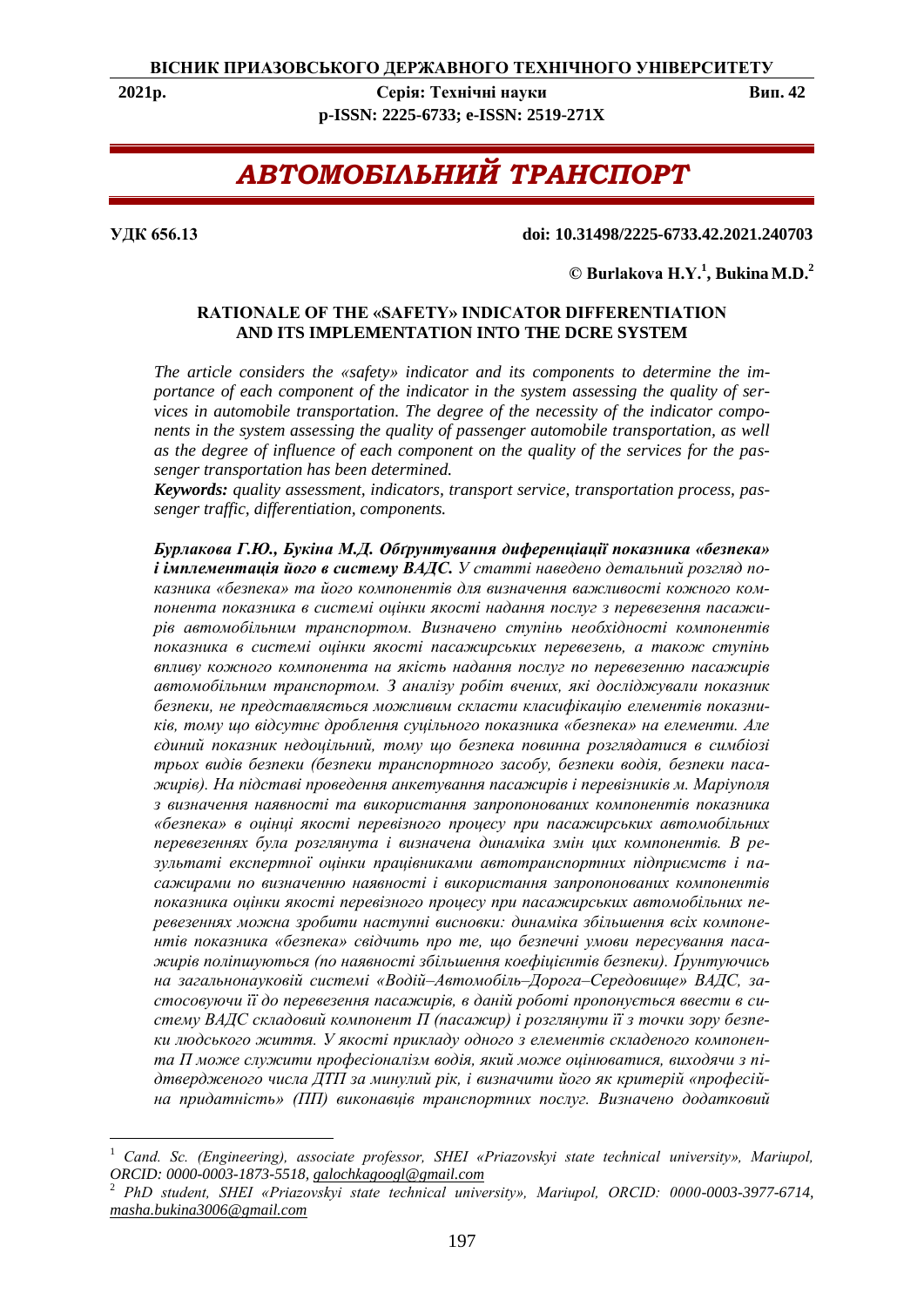# АВТОМОБІЛЬНИЙ ТРАНСПОРТ

**УДК 656.13** **doi: 10.31498/2225-6733.42.2021.240703**

**© Burlakova H.Y.[1], Bukina M.D.[2]**

## RATIONALE OF THE «SAFETY» INDICATOR DIFFERENTIATION AND ITS IMPLEMENTATION INTO THE DCRE SYSTEM

*The article considers the «safety» indicator and its components to determine the importance of each component of the indicator in the system assessing the quality of services in automobile transportation. The degree of the necessity of the indicator components in the system assessing the quality of passenger automobile transportation, as well as the degree of influence of each component on the quality of the services for the passenger transportation has been determined.*

***Keywords:*** *quality assessment, indicators, transport service, transportation process, passenger traffic, differentiation, components.*

***Бурлакова Г.Ю., Букіна М.Д. Обґрунтування диференціації показника «безпека» і імплементація його в систему ВАДС.*** *У статті наведено детальний розгляд показника «безпека» та його компонентів для визначення важливості кожного компонента показника в системі оцінки якості надання послуг з перевезення пасажирів автомобільним транспортом. Визначено ступінь необхідності компонентів показника в системі оцінки якості пасажирських перевезень, а також ступінь впливу кожного компонента на якість надання послуг по перевезенню пасажирів автомобільним транспортом. З аналізу робіт вчених, які досліджували показник безпеки, не представляється можливим скласти класифікацію елементів показників, тому що відсутнє дроблення суцільного показника «безпека» на елементи. Але єдиний показник недоцільний, тому що безпека повинна розглядатися в симбіозі трьох видів безпеки (безпеки транспортного засобу, безпеки водія, безпеки пасажирів). На підставі проведення анкетування пасажирів і перевізників м. Маріуполя з визначення наявності та використання запропонованих компонентів показника «безпека» в оцінці якості перевізного процесу при пасажирських автомобільних перевезеннях була розглянута і визначена динаміка змін цих компонентів. В результаті експертної оцінки працівниками автотранспортних підприємств і пасажирами по визначенню наявності і використання запропонованих компонентів показника оцінки якості перевізного процесу при пасажирських автомобільних перевезеннях можна зробити наступні висновки: динаміка збільшення всіх компонентів показника «безпека» свідчить про те, що безпечні умови пересування пасажирів поліпшуються (по наявності збільшення коефіцієнтів безпеки). Ґрунтуючись на загальнонауковій системі «Водій–Автомобіль–Дорога–Середовище» ВАДС, застосовуючи її до перевезення пасажирів, в даній роботі пропонується ввести в систему ВАДС складовий компонент П (пасажир) і розглянути її з точки зору безпеки людського життя. У якості прикладу одного з елементів складеного компонента П може служити професіоналізм водія, який може оцінюватися, виходячи з підтвердженого числа ДТП за минулий рік, і визначити його як критерій «професійна придатність» (ПП) виконавців транспортних послуг. Визначено додатковий*

---

[1] *Cand. Sc. (Engineering), associate professor, SHEI «Priazovskyi state technical university», Mariupol, ORCID: 0000-0003-1873-5518, galochkagoogl@gmail.com*

[2] *PhD student, SHEI «Priazovskyi state technical university», Mariupol, ORCID: 0000-0003-3977-6714, masha.bukina3006@gmail.com*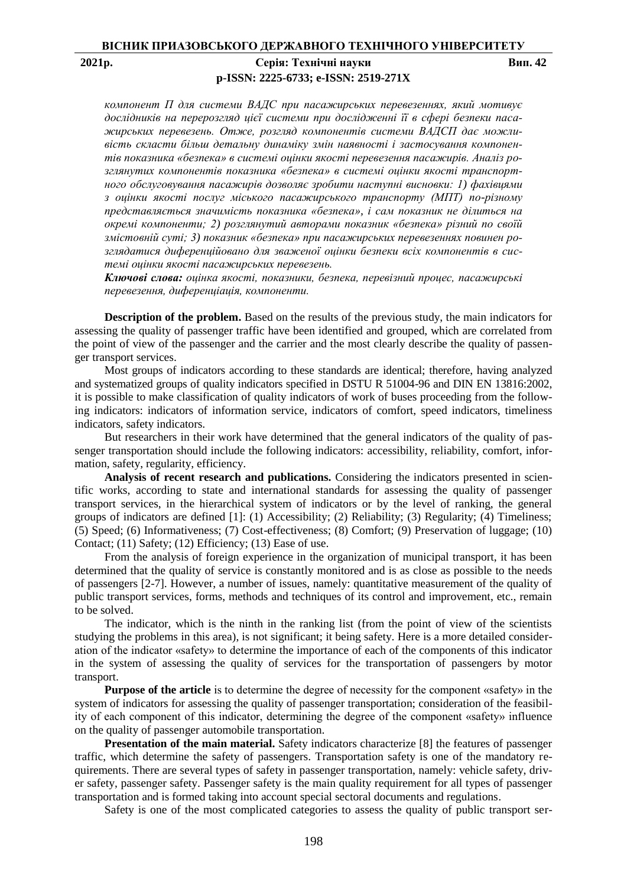*компонент П для системи ВАДС при пасажирських перевезеннях, який мотивує дослідників на перерозгляд цієї системи при дослідженні її в сфері безпеки пасажирських перевезень. Отже, розгляд компонентів системи ВАДСП дає можливість скласти більш детальну динаміку змін наявності і застосування компонентів показника «безпека» в системі оцінки якості перевезення пасажирів. Аналіз розглянутих компонентів показника «безпека» в системі оцінки якості транспортного обслуговування пасажирів дозволяє зробити наступні висновки: 1) фахівцями з оцінки якості послуг міського пасажирського транспорту (МПТ) по-різному представляється значимість показника «безпека», і сам показник не ділиться на окремі компоненти; 2) розглянутий авторами показник «безпека» різний по своїй змістовній суті; 3) показник «безпека» при пасажирських перевезеннях повинен розглядатися диференційовано для зваженої оцінки безпеки всіх компонентів в системі оцінки якості пасажирських перевезень.*

***Ключові слова:*** *оцінка якості, показники, безпека, перевізний процес, пасажирські перевезення, диференціація, компоненти.*

**Description of the problem.** Based on the results of the previous study, the main indicators for assessing the quality of passenger traffic have been identified and grouped, which are correlated from the point of view of the passenger and the carrier and the most clearly describe the quality of passenger transport services.

Most groups of indicators according to these standards are identical; therefore, having analyzed and systematized groups of quality indicators specified in DSTU R 51004-96 and DIN EN 13816:2002, it is possible to make classification of quality indicators of work of buses proceeding from the following indicators: indicators of information service, indicators of comfort, speed indicators, timeliness indicators, safety indicators.

But researchers in their work have determined that the general indicators of the quality of passenger transportation should include the following indicators: accessibility, reliability, comfort, information, safety, regularity, efficiency.

**Analysis of recent research and publications.** Considering the indicators presented in scientific works, according to state and international standards for assessing the quality of passenger transport services, in the hierarchical system of indicators or by the level of ranking, the general groups of indicators are defined [1]: (1) Accessibility; (2) Reliability; (3) Regularity; (4) Timeliness; (5) Speed; (6) Informativeness; (7) Cost-effectiveness; (8) Comfort; (9) Preservation of luggage; (10) Contact; (11) Safety; (12) Efficiency; (13) Ease of use.

From the analysis of foreign experience in the organization of municipal transport, it has been determined that the quality of service is constantly monitored and is as close as possible to the needs of passengers [2-7]. However, a number of issues, namely: quantitative measurement of the quality of public transport services, forms, methods and techniques of its control and improvement, etc., remain to be solved.

The indicator, which is the ninth in the ranking list (from the point of view of the scientists studying the problems in this area), is not significant; it being safety. Here is a more detailed consideration of the indicator «safety» to determine the importance of each of the components of this indicator in the system of assessing the quality of services for the transportation of passengers by motor transport.

**Purpose of the article** is to determine the degree of necessity for the component «safety» in the system of indicators for assessing the quality of passenger transportation; consideration of the feasibility of each component of this indicator, determining the degree of the component «safety» influence on the quality of passenger automobile transportation.

**Presentation of the main material.** Safety indicators characterize [8] the features of passenger traffic, which determine the safety of passengers. Transportation safety is one of the mandatory requirements. There are several types of safety in passenger transportation, namely: vehicle safety, driver safety, passenger safety. Passenger safety is the main quality requirement for all types of passenger transportation and is formed taking into account special sectoral documents and regulations.

Safety is one of the most complicated categories to assess the quality of public transport ser-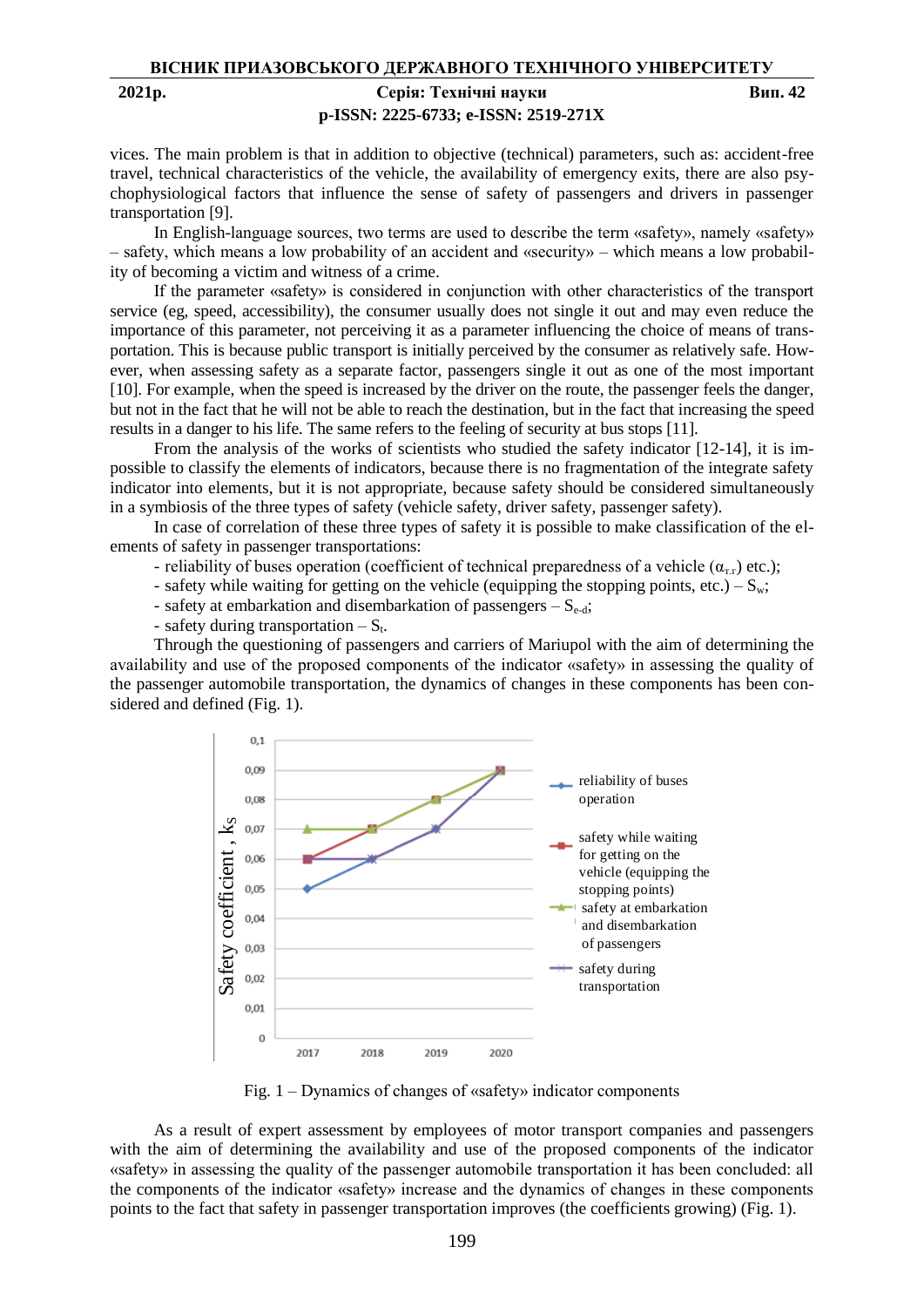vices. The main problem is that in addition to objective (technical) parameters, such as: accident-free travel, technical characteristics of the vehicle, the availability of emergency exits, there are also psychophysiological factors that influence the sense of safety of passengers and drivers in passenger transportation [9].

In English-language sources, two terms are used to describe the term «safety», namely «safety» – safety, which means a low probability of an accident and «security» – which means a low probability of becoming a victim and witness of a crime.

If the parameter «safety» is considered in conjunction with other characteristics of the transport service (eg, speed, accessibility), the consumer usually does not single it out and may even reduce the importance of this parameter, not perceiving it as a parameter influencing the choice of means of transportation. This is because public transport is initially perceived by the consumer as relatively safe. However, when assessing safety as a separate factor, passengers single it out as one of the most important [10]. For example, when the speed is increased by the driver on the route, the passenger feels the danger, but not in the fact that he will not be able to reach the destination, but in the fact that increasing the speed results in a danger to his life. The same refers to the feeling of security at bus stops [11].

From the analysis of the works of scientists who studied the safety indicator [12-14], it is impossible to classify the elements of indicators, because there is no fragmentation of the integrate safety indicator into elements, but it is not appropriate, because safety should be considered simultaneously in a symbiosis of the three types of safety (vehicle safety, driver safety, passenger safety).

In case of correlation of these three types of safety it is possible to make classification of the elements of safety in passenger transportations:

- reliability of buses operation (coefficient of technical preparedness of a vehicle ($\alpha_{т.г}$) etc.);
- safety while waiting for getting on the vehicle (equipping the stopping points, etc.) – $S_w$;
- safety at embarkation and disembarkation of passengers – $S_{e\text{-}d}$;
- safety during transportation – $S_t$.

Through the questioning of passengers and carriers of Mariupol with the aim of determining the availability and use of the proposed components of the indicator «safety» in assessing the quality of the passenger automobile transportation, the dynamics of changes in these components has been considered and defined (Fig. 1).

Fig. 1 – Dynamics of changes of «safety» indicator components

As a result of expert assessment by employees of motor transport companies and passengers with the aim of determining the availability and use of the proposed components of the indicator «safety» in assessing the quality of the passenger automobile transportation it has been concluded: all the components of the indicator «safety» increase and the dynamics of changes in these components points to the fact that safety in passenger transportation improves (the coefficients growing) (Fig. 1).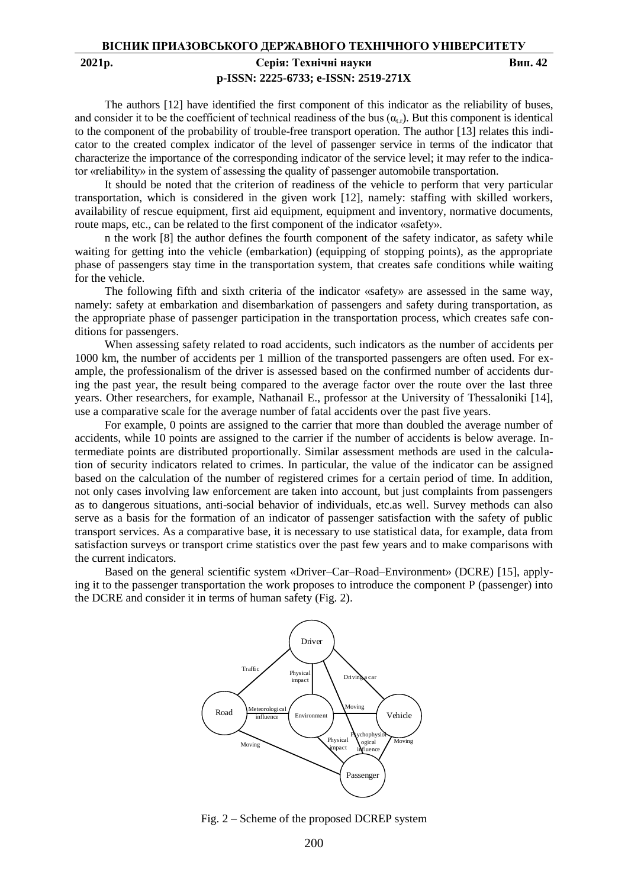The authors [12] have identified the first component of this indicator as the reliability of buses, and consider it to be the coefficient of technical readiness of the bus ($\alpha_{t.r}$). But this component is identical to the component of the probability of trouble-free transport operation. The author [13] relates this indicator to the created complex indicator of the level of passenger service in terms of the indicator that characterize the importance of the corresponding indicator of the service level; it may refer to the indicator «reliability» in the system of assessing the quality of passenger automobile transportation.

It should be noted that the criterion of readiness of the vehicle to perform that very particular transportation, which is considered in the given work [12], namely: staffing with skilled workers, availability of rescue equipment, first aid equipment, equipment and inventory, normative documents, route maps, etc., can be related to the first component of the indicator «safety».

n the work [8] the author defines the fourth component of the safety indicator, as safety while waiting for getting into the vehicle (embarkation) (equipping of stopping points), as the appropriate phase of passengers stay time in the transportation system, that creates safe conditions while waiting for the vehicle.

The following fifth and sixth criteria of the indicator «safety» are assessed in the same way, namely: safety at embarkation and disembarkation of passengers and safety during transportation, as the appropriate phase of passenger participation in the transportation process, which creates safe conditions for passengers.

When assessing safety related to road accidents, such indicators as the number of accidents per 1000 km, the number of accidents per 1 million of the transported passengers are often used. For example, the professionalism of the driver is assessed based on the confirmed number of accidents during the past year, the result being compared to the average factor over the route over the last three years. Other researchers, for example, Nathanail E., professor at the University of Thessaloniki [14], use a comparative scale for the average number of fatal accidents over the past five years.

For example, 0 points are assigned to the carrier that more than doubled the average number of accidents, while 10 points are assigned to the carrier if the number of accidents is below average. Intermediate points are distributed proportionally. Similar assessment methods are used in the calculation of security indicators related to crimes. In particular, the value of the indicator can be assigned based on the calculation of the number of registered crimes for a certain period of time. In addition, not only cases involving law enforcement are taken into account, but just complaints from passengers as to dangerous situations, anti-social behavior of individuals, etc.as well. Survey methods can also serve as a basis for the formation of an indicator of passenger satisfaction with the safety of public transport services. As a comparative base, it is necessary to use statistical data, for example, data from satisfaction surveys or transport crime statistics over the past few years and to make comparisons with the current indicators.

Based on the general scientific system «Driver–Car–Road–Environment» (DCRE) [15], applying it to the passenger transportation the work proposes to introduce the component P (passenger) into the DCRE and consider it in terms of human safety (Fig. 2).

Fig. 2 – Scheme of the proposed DCREP system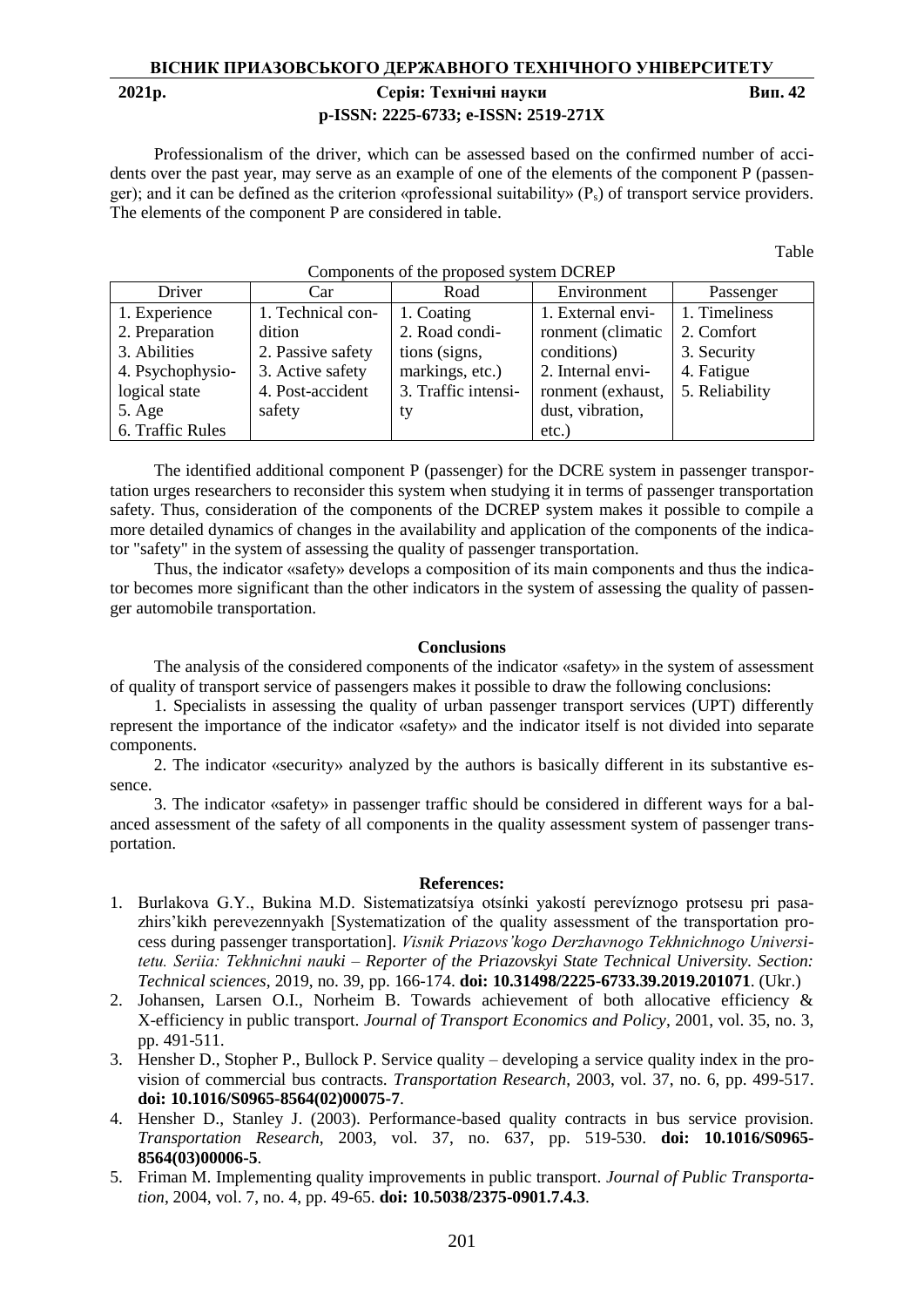Professionalism of the driver, which can be assessed based on the confirmed number of accidents over the past year, may serve as an example of one of the elements of the component P (passenger); and it can be defined as the criterion «professional suitability» ($P_s$) of transport service providers. The elements of the component P are considered in table.

Table

Components of the proposed system DCREP

| Driver | Car | Road | Environment | Passenger |
|---|---|---|---|---|
| 1. Experience<br>2. Preparation<br>3. Abilities<br>4. Psychophysiological state<br>5. Age<br>6. Traffic Rules | 1. Technical condition<br>2. Passive safety<br>3. Active safety<br>4. Post-accident safety | 1. Coating<br>2. Road conditions (signs, markings, etc.)<br>3. Traffic intensity | 1. External environment (climatic conditions)<br>2. Internal environment (exhaust, dust, vibration, etc.) | 1. Timeliness<br>2. Comfort<br>3. Security<br>4. Fatigue<br>5. Reliability |

The identified additional component P (passenger) for the DCRE system in passenger transportation urges researchers to reconsider this system when studying it in terms of passenger transportation safety. Thus, consideration of the components of the DCREP system makes it possible to compile a more detailed dynamics of changes in the availability and application of the components of the indicator "safety" in the system of assessing the quality of passenger transportation.

Thus, the indicator «safety» develops a composition of its main components and thus the indicator becomes more significant than the other indicators in the system of assessing the quality of passenger automobile transportation.

## Conclusions

The analysis of the considered components of the indicator «safety» in the system of assessment of quality of transport service of passengers makes it possible to draw the following conclusions:

1. Specialists in assessing the quality of urban passenger transport services (UPT) differently represent the importance of the indicator «safety» and the indicator itself is not divided into separate components.

2. The indicator «security» analyzed by the authors is basically different in its substantive essence.

3. The indicator «safety» in passenger traffic should be considered in different ways for a balanced assessment of the safety of all components in the quality assessment system of passenger transportation.

## References:

1. Burlakova G.Y., Bukina M.D. Sistematizatsíya otsínki yakostí perevíznogo protsesu pri pasazhirs'kikh perevezennyakh [Systematization of the quality assessment of the transportation process during passenger transportation]. *Visnik Priazovs'kogo Derzhavnogo Tekhnichnogo Universitetu. Seriia: Tekhnichni nauki – Reporter of the Priazovskyi State Technical University. Section: Technical sciences*, 2019, no. 39, pp. 166-174. **doi: 10.31498/2225-6733.39.2019.201071**. (Ukr.)
2. Johansen, Larsen O.I., Norheim B. Towards achievement of both allocative efficiency & X-efficiency in public transport. *Journal of Transport Economics and Policy*, 2001, vol. 35, no. 3, pp. 491-511.
3. Hensher D., Stopher P., Bullock P. Service quality – developing a service quality index in the provision of commercial bus contracts. *Transportation Research*, 2003, vol. 37, no. 6, pp. 499-517. **doi: 10.1016/S0965-8564(02)00075-7**.
4. Hensher D., Stanley J. (2003). Performance-based quality contracts in bus service provision. *Transportation Research*, 2003, vol. 37, no. 637, pp. 519-530. **doi: 10.1016/S0965-8564(03)00006-5**.
5. Friman M. Implementing quality improvements in public transport. *Journal of Public Transportation*, 2004, vol. 7, no. 4, pp. 49-65. **doi: 10.5038/2375-0901.7.4.3**.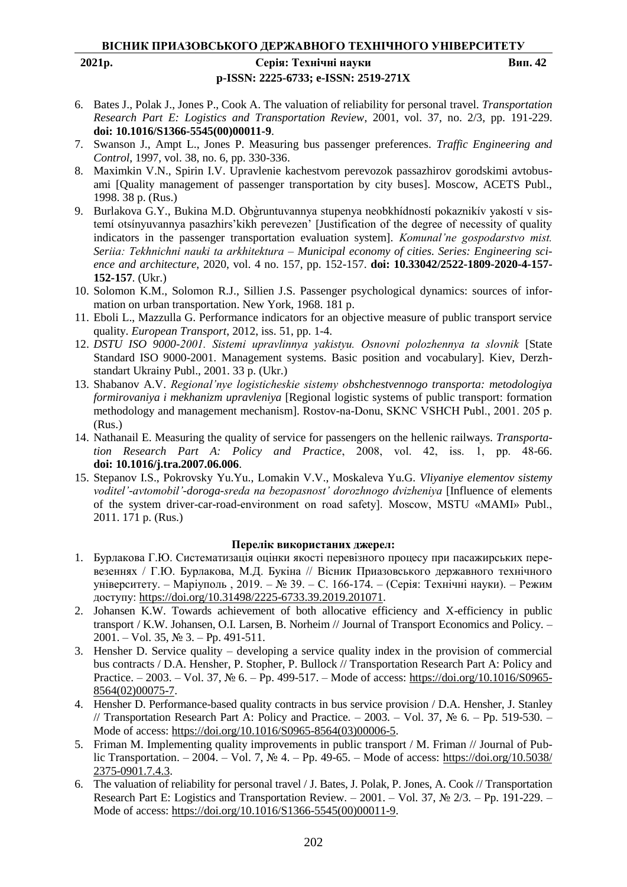6. Bates J., Polak J., Jones P., Cook A. The valuation of reliability for personal travel. *Transportation Research Part E: Logistics and Transportation Review*, 2001, vol. 37, no. 2/3, pp. 191-229. **doi: 10.1016/S1366-5545(00)00011-9**.
7. Swanson J., Ampt L., Jones P. Measuring bus passenger preferences. *Traffic Engineering and Control*, 1997, vol. 38, no. 6, pp. 330-336.
8. Maximkin V.N., Spirin I.V. Upravlenie kachestvom perevozok passazhirov gorodskimi avtobusami [Quality management of passenger transportation by city buses]. Moscow, ACETS Publ., 1998. 38 p. (Rus.)
9. Burlakova G.Y., Bukina M.D. Obg̀runtuvannya stupenya neobkhídností pokaznikív yakostí v sistemí otsínyuvannya pasazhirs'kikh perevezen' [Justification of the degree of necessity of quality indicators in the passenger transportation evaluation system]. *Komunal'ne gospodarstvo mist. Seriia: Tekhnichni nauki ta arkhitektura – Municipal economy of cities. Series: Engineering science and architecture*, 2020, vol. 4 no. 157, pp. 152-157. **doi: 10.33042/2522-1809-2020-4-157-152-157**. (Ukr.)
10. Solomon K.M., Solomon R.J., Sillien J.S. Passenger psychological dynamics: sources of information on urban transportation. New York, 1968. 181 p.
11. Eboli L., Mazzulla G. Performance indicators for an objective measure of public transport service quality. *European Transport*, 2012, iss. 51, pp. 1-4.
12. *DSTU ISO 9000-2001. Sistemi upravlinnya yakistyu. Osnovni polozhennya ta slovnik* [State Standard ISO 9000-2001. Management systems. Basic position and vocabulary]. Kiev, Derzhstandart Ukrainy Publ., 2001. 33 p. (Ukr.)
13. Shabanov A.V. *Regional'nye logisticheskie sistemy obshchestvennogo transporta: metodologiya formirovaniya i mekhanizm upravleniya* [Regional logistic systems of public transport: formation methodology and management mechanism]. Rostov-na-Donu, SKNC VSHCH Publ., 2001. 205 p. (Rus.)
14. Nathanail E. Measuring the quality of service for passengers on the hellenic railways. *Transportation Research Part A: Policy and Practice*, 2008, vol. 42, iss. 1, pp. 48-66. **doi: 10.1016/j.tra.2007.06.006**.
15. Stepanov I.S., Pokrovsky Yu.Yu., Lomakin V.V., Moskaleva Yu.G. *Vliyaniye elementov sistemy voditel'-avtomobil'-doroga-sreda na bezopasnost' dorozhnogo dvizheniya* [Influence of elements of the system driver-car-road-environment on road safety]. Moscow, MSTU «MAMI» Publ., 2011. 171 p. (Rus.)

**Перелік використаних джерел:**

1. Бурлакова Г.Ю. Систематизація оцінки якості перевізного процесу при пасажирських перевезеннях / Г.Ю. Бурлакова, М.Д. Букіна // Вісник Приазовського державного технічного університету. – Маріуполь , 2019. – № 39. – С. 166-174. – (Серія: Технічні науки). – Режим доступу: https://doi.org/10.31498/2225-6733.39.2019.201071.
2. Johansen K.W. Towards achievement of both allocative efficiency and X-efficiency in public transport / K.W. Johansen, O.I. Larsen, B. Norheim // Journal of Transport Economics and Policy. – 2001. – Vol. 35, № 3. – Pp. 491-511.
3. Hensher D. Service quality – developing a service quality index in the provision of commercial bus contracts / D.A. Hensher, P. Stopher, P. Bullock // Transportation Research Part A: Policy and Practice. – 2003. – Vol. 37, № 6. – Pp. 499-517. – Mode of access: https://doi.org/10.1016/S0965-8564(02)00075-7.
4. Hensher D. Performance-based quality contracts in bus service provision / D.A. Hensher, J. Stanley // Transportation Research Part A: Policy and Practice. – 2003. – Vol. 37, № 6. – Pp. 519-530. – Mode of access: https://doi.org/10.1016/S0965-8564(03)00006-5.
5. Friman M. Implementing quality improvements in public transport / M. Friman // Journal of Public Transportation. – 2004. – Vol. 7, № 4. – Pp. 49-65. – Mode of access: https://doi.org/10.5038/2375-0901.7.4.3.
6. The valuation of reliability for personal travel / J. Bates, J. Polak, P. Jones, A. Cook // Transportation Research Part E: Logistics and Transportation Review. – 2001. – Vol. 37, № 2/3. – Pp. 191-229. – Mode of access: https://doi.org/10.1016/S1366-5545(00)00011-9.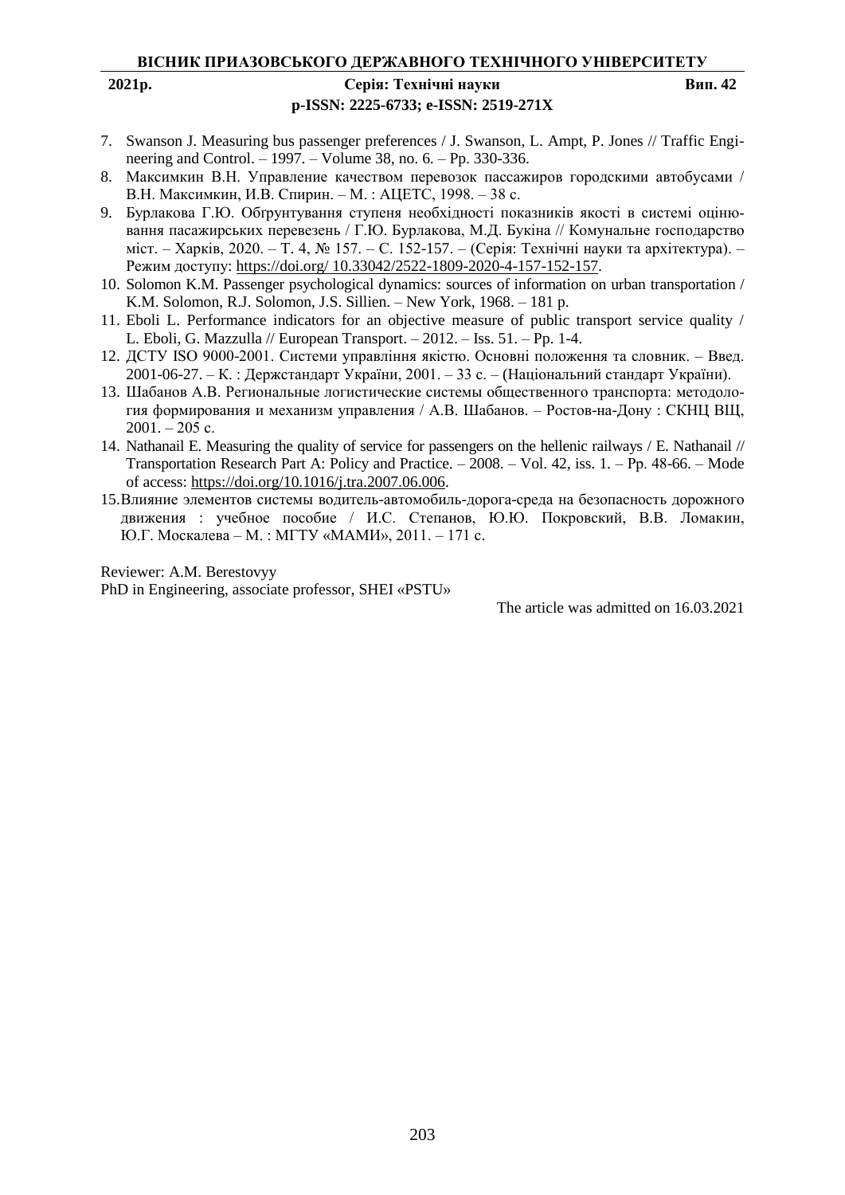7. Swanson J. Measuring bus passenger preferences / J. Swanson, L. Ampt, P. Jones // Traffic Engineering and Control. – 1997. – Volume 38, no. 6. – Pp. 330-336.
8. Максимкин В.Н. Управление качеством перевозок пассажиров городскими автобусами / В.Н. Максимкин, И.В. Спирин. – М. : АЦЕТС, 1998. – 38 с.
9. Бурлакова Г.Ю. Обгрунтування ступеня необхідності показників якості в системі оцінювання пасажирських перевезень / Г.Ю. Бурлакова, М.Д. Букіна // Комунальне господарство міст. – Харків, 2020. – Т. 4, № 157. – С. 152-157. – (Серія: Технічні науки та архітектура). – Режим доступу: https://doi.org/ 10.33042/2522-1809-2020-4-157-152-157.
10. Solomon K.M. Passenger psychological dynamics: sources of information on urban transportation / K.M. Solomon, R.J. Solomon, J.S. Sillien. – New York, 1968. – 181 p.
11. Eboli L. Performance indicators for an objective measure of public transport service quality / L. Eboli, G. Mazzulla // European Transport. – 2012. – Iss. 51. – Pp. 1-4.
12. ДСТУ ISO 9000-2001. Системи управління якістю. Основні положення та словник. – Введ. 2001-06-27. – К. : Держстандарт України, 2001. – 33 с. – (Національний стандарт України).
13. Шабанов А.В. Региональные логистические системы общественного транспорта: методология формирования и механизм управления / А.В. Шабанов. – Ростов-на-Дону : СКНЦ ВЩ, 2001. – 205 с.
14. Nathanail E. Measuring the quality of service for passengers on the hellenic railways / E. Nathanail // Transportation Research Part A: Policy and Practice. – 2008. – Vol. 42, iss. 1. – Pp. 48-66. – Mode of access: https://doi.org/10.1016/j.tra.2007.06.006.
15. Влияние элементов системы водитель-автомобиль-дорога-среда на безопасность дорожного движения : учебное пособие / И.С. Степанов, Ю.Ю. Покровский, В.В. Ломакин, Ю.Г. Москалева – М. : МГТУ «МАМИ», 2011. – 171 с.

Reviewer: A.M. Berestovyy
PhD in Engineering, associate professor, SHEI «PSTU»

The article was admitted on 16.03.2021